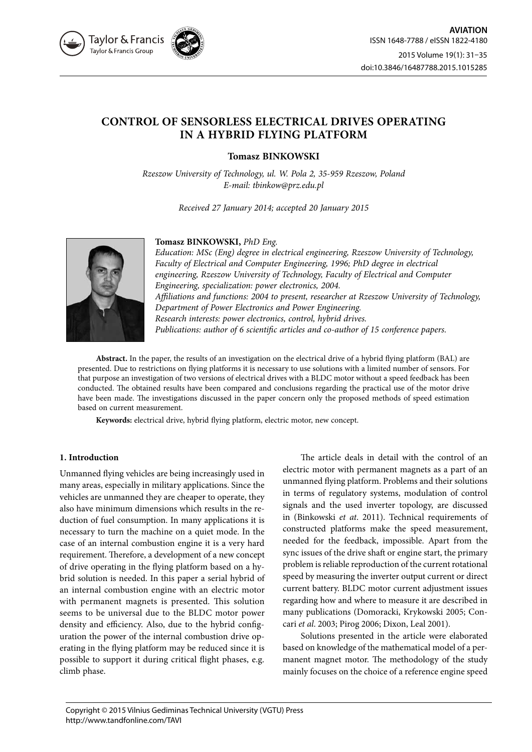# CONTROL OF SENSORLESS ELECTRICAL DRIVES OPERATING IN A HYBRID FLYING PLATFORM

**Tomasz BINKOWSKI**

*Rzeszow University of Technology, ul. W. Pola 2, 35-959 Rzeszow, Poland*
*E-mail: tbinkow@prz.edu.pl*

*Received 27 January 2014; accepted 20 January 2015*

**Tomasz BINKOWSKI,** *PhD Eng.*
*Education: MSc (Eng) degree in electrical engineering, Rzeszow University of Technology, Faculty of Electrical and Computer Engineering, 1996; PhD degree in electrical engineering, Rzeszow University of Technology, Faculty of Electrical and Computer Engineering, specialization: power electronics, 2004.*
*Affiliations and functions: 2004 to present, researcher at Rzeszow University of Technology, Department of Power Electronics and Power Engineering.*
*Research interests: power electronics, control, hybrid drives.*
*Publications: author of 6 scientific articles and co-author of 15 conference papers.*

**Abstract.** In the paper, the results of an investigation on the electrical drive of a hybrid flying platform (BAL) are presented. Due to restrictions on flying platforms it is necessary to use solutions with a limited number of sensors. For that purpose an investigation of two versions of electrical drives with a BLDC motor without a speed feedback has been conducted. The obtained results have been compared and conclusions regarding the practical use of the motor drive have been made. The investigations discussed in the paper concern only the proposed methods of speed estimation based on current measurement.

**Keywords:** electrical drive, hybrid flying platform, electric motor, new concept.

## 1. Introduction

Unmanned flying vehicles are being increasingly used in many areas, especially in military applications. Since the vehicles are unmanned they are cheaper to operate, they also have minimum dimensions which results in the reduction of fuel consumption. In many applications it is necessary to turn the machine on a quiet mode. In the case of an internal combustion engine it is a very hard requirement. Therefore, a development of a new concept of drive operating in the flying platform based on a hybrid solution is needed. In this paper a serial hybrid of an internal combustion engine with an electric motor with permanent magnets is presented. This solution seems to be universal due to the BLDC motor power density and efficiency. Also, due to the hybrid configuration the power of the internal combustion drive operating in the flying platform may be reduced since it is possible to support it during critical flight phases, e.g. climb phase.

The article deals in detail with the control of an electric motor with permanent magnets as a part of an unmanned flying platform. Problems and their solutions in terms of regulatory systems, modulation of control signals and the used inverter topology, are discussed in (Binkowski *et at*. 2011). Technical requirements of constructed platforms make the speed measurement, needed for the feedback, impossible. Apart from the sync issues of the drive shaft or engine start, the primary problem is reliable reproduction of the current rotational speed by measuring the inverter output current or direct current battery. BLDC motor current adjustment issues regarding how and where to measure it are described in many publications (Domoracki, Krykowski 2005; Concari *et al*. 2003; Pirog 2006; Dixon, Leal 2001).

Solutions presented in the article were elaborated based on knowledge of the mathematical model of a permanent magnet motor. The methodology of the study mainly focuses on the choice of a reference engine speed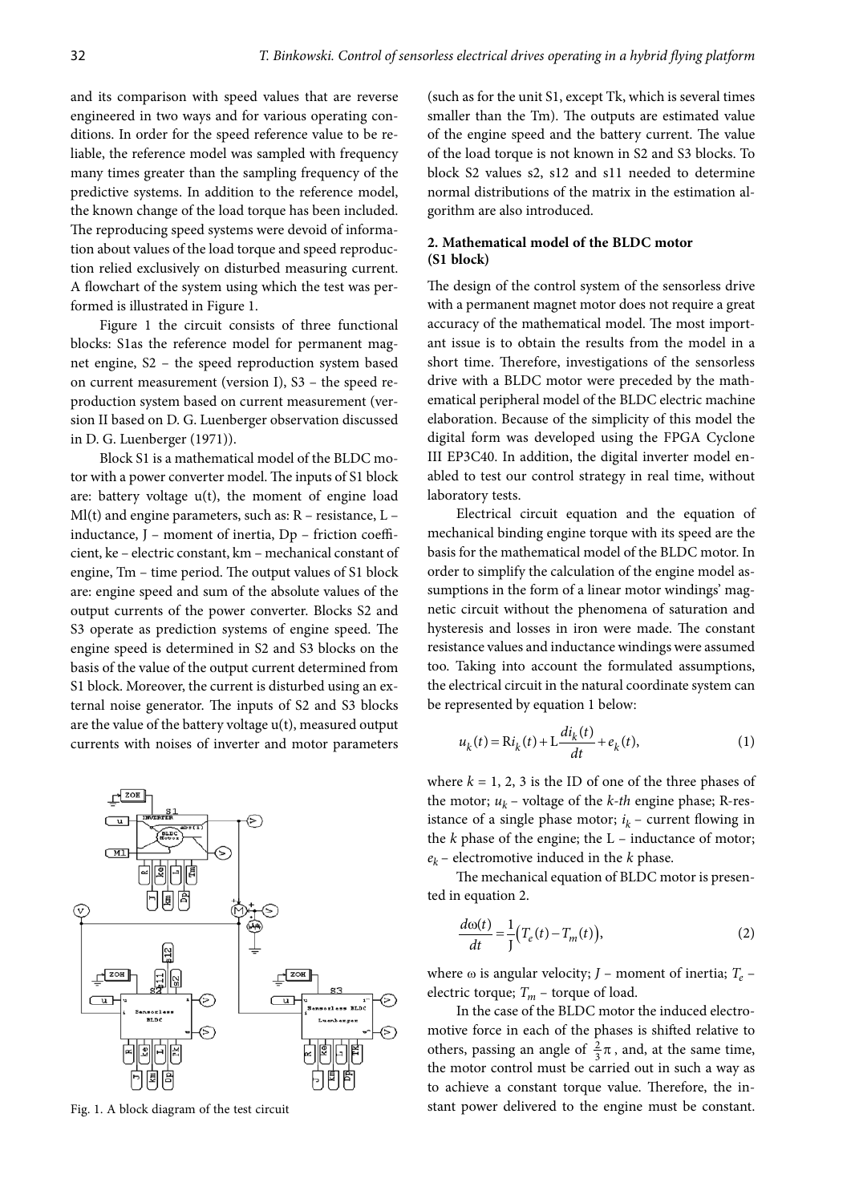and its comparison with speed values that are reverse engineered in two ways and for various operating conditions. In order for the speed reference value to be reliable, the reference model was sampled with frequency many times greater than the sampling frequency of the predictive systems. In addition to the reference model, the known change of the load torque has been included. The reproducing speed systems were devoid of information about values of the load torque and speed reproduction relied exclusively on disturbed measuring current. A flowchart of the system using which the test was performed is illustrated in Figure 1.

Figure 1 the circuit consists of three functional blocks: S1as the reference model for permanent magnet engine, S2 – the speed reproduction system based on current measurement (version I), S3 – the speed reproduction system based on current measurement (version II based on D. G. Luenberger observation discussed in D. G. Luenberger (1971)).

Block S1 is a mathematical model of the BLDC motor with a power converter model. The inputs of S1 block are: battery voltage u(t), the moment of engine load Ml(t) and engine parameters, such as: R – resistance, L – inductance, J – moment of inertia, Dp – friction coefficient, ke – electric constant, km – mechanical constant of engine, Tm – time period. The output values of S1 block are: engine speed and sum of the absolute values of the output currents of the power converter. Blocks S2 and S3 operate as prediction systems of engine speed. The engine speed is determined in S2 and S3 blocks on the basis of the value of the output current determined from S1 block. Moreover, the current is disturbed using an external noise generator. The inputs of S2 and S3 blocks are the value of the battery voltage u(t), measured output currents with noises of inverter and motor parameters (such as for the unit S1, except Tk, which is several times smaller than the Tm). The outputs are estimated value of the engine speed and the battery current. The value of the load torque is not known in S2 and S3 blocks. To block S2 values s2, s12 and s11 needed to determine normal distributions of the matrix in the estimation algorithm are also introduced.

Fig. 1. A block diagram of the test circuit

## 2. Mathematical model of the BLDC motor (S1 block)

The design of the control system of the sensorless drive with a permanent magnet motor does not require a great accuracy of the mathematical model. The most important issue is to obtain the results from the model in a short time. Therefore, investigations of the sensorless drive with a BLDC motor were preceded by the mathematical peripheral model of the BLDC electric machine elaboration. Because of the simplicity of this model the digital form was developed using the FPGA Cyclone III EP3C40. In addition, the digital inverter model enabled to test our control strategy in real time, without laboratory tests.

Electrical circuit equation and the equation of mechanical binding engine torque with its speed are the basis for the mathematical model of the BLDC motor. In order to simplify the calculation of the engine model assumptions in the form of a linear motor windings' magnetic circuit without the phenomena of saturation and hysteresis and losses in iron were made. The constant resistance values and inductance windings were assumed too. Taking into account the formulated assumptions, the electrical circuit in the natural coordinate system can be represented by equation 1 below:

$$u_k(t) = \mathrm{R}i_k(t) + \mathrm{L}\frac{di_k(t)}{dt} + e_k(t), \tag{1}$$

where $k = 1, 2, 3$ is the ID of one of the three phases of the motor; $u_k$ – voltage of the *k-th* engine phase; R-resistance of a single phase motor; $i_k$ – current flowing in the $k$ phase of the engine; the L – inductance of motor; $e_k$ – electromotive induced in the $k$ phase.

The mechanical equation of BLDC motor is presented in equation 2.

$$\frac{d\omega(t)}{dt} = \frac{1}{\mathrm{J}}\left(T_e(t) - T_m(t)\right), \tag{2}$$

where ω is angular velocity; $J$ – moment of inertia; $T_e$ – electric torque; $T_m$ – torque of load.

In the case of the BLDC motor the induced electromotive force in each of the phases is shifted relative to others, passing an angle of $\frac{2}{3}\pi$, and, at the same time, the motor control must be carried out in such a way as to achieve a constant torque value. Therefore, the instant power delivered to the engine must be constant.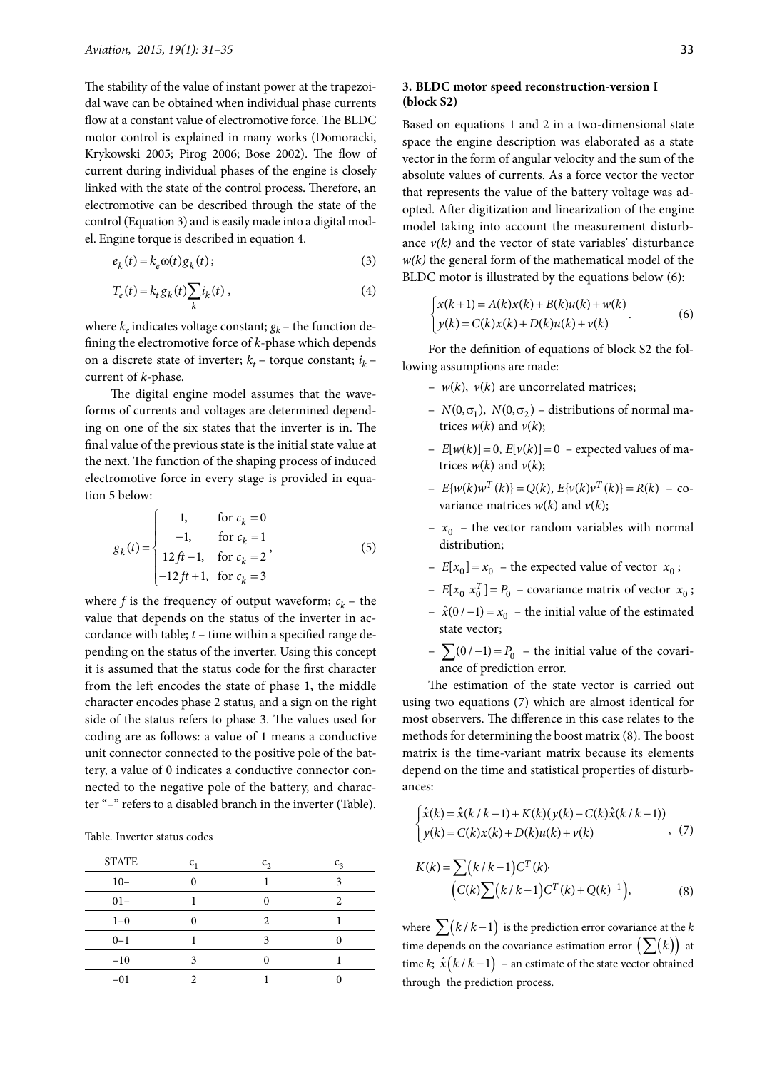The stability of the value of instant power at the trapezoidal wave can be obtained when individual phase currents flow at a constant value of electromotive force. The BLDC motor control is explained in many works (Domoracki, Krykowski 2005; Pirog 2006; Bose 2002). The flow of current during individual phases of the engine is closely linked with the state of the control process. Therefore, an electromotive can be described through the state of the control (Equation 3) and is easily made into a digital model. Engine torque is described in equation 4.

$$e_k(t) = k_e \omega(t) g_k(t); \tag{3}$$

$$T_e(t) = k_t g_k(t) \sum_k i_k(t), \tag{4}$$

where $k_e$ indicates voltage constant; $g_k$ – the function defining the electromotive force of $k$-phase which depends on a discrete state of inverter; $k_t$ – torque constant; $i_k$ – current of $k$-phase.

The digital engine model assumes that the waveforms of currents and voltages are determined depending on one of the six states that the inverter is in. The final value of the previous state is the initial state value at the next. The function of the shaping process of induced electromotive force in every stage is provided in equation 5 below:

$$g_k(t) = \begin{cases} 1, & \text{for } c_k = 0 \\ -1, & \text{for } c_k = 1 \\ 12ft - 1, & \text{for } c_k = 2 \\ -12ft + 1, & \text{for } c_k = 3 \end{cases}, \tag{5}$$

where $f$ is the frequency of output waveform; $c_k$ – the value that depends on the status of the inverter in accordance with table; $t$ – time within a specified range depending on the status of the inverter. Using this concept it is assumed that the status code for the first character from the left encodes the state of phase 1, the middle character encodes phase 2 status, and a sign on the right side of the status refers to phase 3. The values used for coding are as follows: a value of 1 means a conductive unit connector connected to the positive pole of the battery, a value of 0 indicates a conductive connector connected to the negative pole of the battery, and character "–" refers to a disabled branch in the inverter (Table).

Table. Inverter status codes

| STATE | $c_1$ | $c_2$ | $c_3$ |
|---|---|---|---|
| 10– | 0 | 1 | 3 |
| 01– | 1 | 0 | 2 |
| 1–0 | 0 | 2 | 1 |
| 0–1 | 1 | 3 | 0 |
| –10 | 3 | 0 | 1 |
| –01 | 2 | 1 | 0 |

### 3. BLDC motor speed reconstruction-version I (block S2)

Based on equations 1 and 2 in a two-dimensional state space the engine description was elaborated as a state vector in the form of angular velocity and the sum of the absolute values of currents. As a force vector the vector that represents the value of the battery voltage was adopted. After digitization and linearization of the engine model taking into account the measurement disturbance $v(k)$ and the vector of state variables' disturbance $w(k)$ the general form of the mathematical model of the BLDC motor is illustrated by the equations below (6):

$$\begin{cases} x(k+1) = A(k)x(k) + B(k)u(k) + w(k) \\ y(k) = C(k)x(k) + D(k)u(k) + v(k) \end{cases}. \tag{6}$$

For the definition of equations of block S2 the following assumptions are made:

- $w(k)$, $v(k)$ are uncorrelated matrices;
- $N(0,\sigma_1)$, $N(0,\sigma_2)$ – distributions of normal matrices $w(k)$ and $v(k)$;
- $E[w(k)] = 0$, $E[v(k)] = 0$ – expected values of matrices $w(k)$ and $v(k)$;
- $E\{w(k)w^T(k)\} = Q(k)$, $E\{v(k)v^T(k)\} = R(k)$ – covariance matrices $w(k)$ and $v(k)$;
- $x_0$ – the vector random variables with normal distribution;
- $E[x_0] = x_0$ – the expected value of vector $x_0$;
- $E[x_0 \, x_0^T] = P_0$ – covariance matrix of vector $x_0$;
- $\hat{x}(0/-1) = x_0$ – the initial value of the estimated state vector;
- $\sum(0/-1) = P_0$ – the initial value of the covariance of prediction error.

The estimation of the state vector is carried out using two equations (7) which are almost identical for most observers. The difference in this case relates to the methods for determining the boost matrix (8). The boost matrix is the time-variant matrix because its elements depend on the time and statistical properties of disturbances:

$$\begin{cases} \hat{x}(k) = \hat{x}(k/k-1) + K(k)(y(k) - C(k)\hat{x}(k/k-1)) \\ y(k) = C(k)x(k) + D(k)u(k) + v(k) \end{cases}, \tag{7}$$

$$K(k) = \sum(k/k-1)C^T(k) \cdot \left(C(k)\sum(k/k-1)C^T(k) + Q(k)^{-1}\right), \tag{8}$$

where $\sum(k/k-1)$ is the prediction error covariance at the $k$ time depends on the covariance estimation error $\left(\sum(k)\right)$ at time $k$; $\hat{x}(k/k-1)$ – an estimate of the state vector obtained through the prediction process.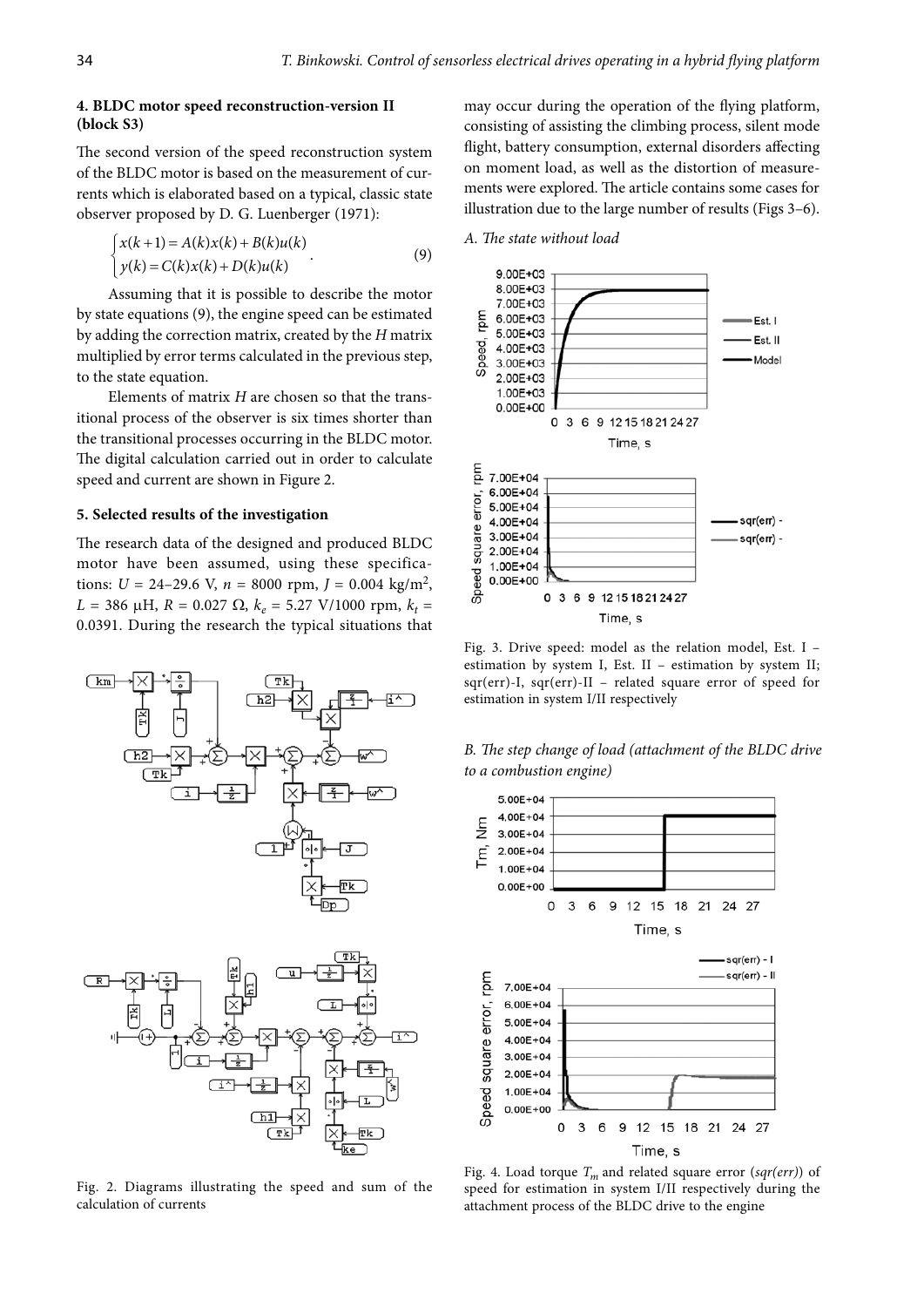### 4. BLDC motor speed reconstruction-version II (block S3)

The second version of the speed reconstruction system of the BLDC motor is based on the measurement of currents which is elaborated based on a typical, classic state observer proposed by D. G. Luenberger (1971):

$$\begin{cases} x(k+1) = A(k)x(k) + B(k)u(k) \\ y(k) = C(k)x(k) + D(k)u(k) \end{cases}. \tag{9}$$

Assuming that it is possible to describe the motor by state equations (9), the engine speed can be estimated by adding the correction matrix, created by the $H$ matrix multiplied by error terms calculated in the previous step, to the state equation.

Elements of matrix $H$ are chosen so that the transitional process of the observer is six times shorter than the transitional processes occurring in the BLDC motor. The digital calculation carried out in order to calculate speed and current are shown in Figure 2.

Fig. 2. Diagrams illustrating the speed and sum of the calculation of currents

### 5. Selected results of the investigation

The research data of the designed and produced BLDC motor have been assumed, using these specifications: $U$ = 24–29.6 V, $n$ = 8000 rpm, $J$ = 0.004 kg/m$^2$, $L$ = 386 μH, $R$ = 0.027 Ω, $k_e$ = 5.27 V/1000 rpm, $k_t$ = 0.0391. During the research the typical situations that may occur during the operation of the flying platform, consisting of assisting the climbing process, silent mode flight, battery consumption, external disorders affecting on moment load, as well as the distortion of measurements were explored. The article contains some cases for illustration due to the large number of results (Figs 3–6).

*A. The state without load*

Fig. 3. Drive speed: model as the relation model, Est. I – estimation by system I, Est. II – estimation by system II; sqr(err)-I, sqr(err)-II – related square error of speed for estimation in system I/II respectively

*B. The step change of load (attachment of the BLDC drive to a combustion engine)*

Fig. 4. Load torque $T_m$ and related square error (*sqr(err)*) of speed for estimation in system I/II respectively during the attachment process of the BLDC drive to the engine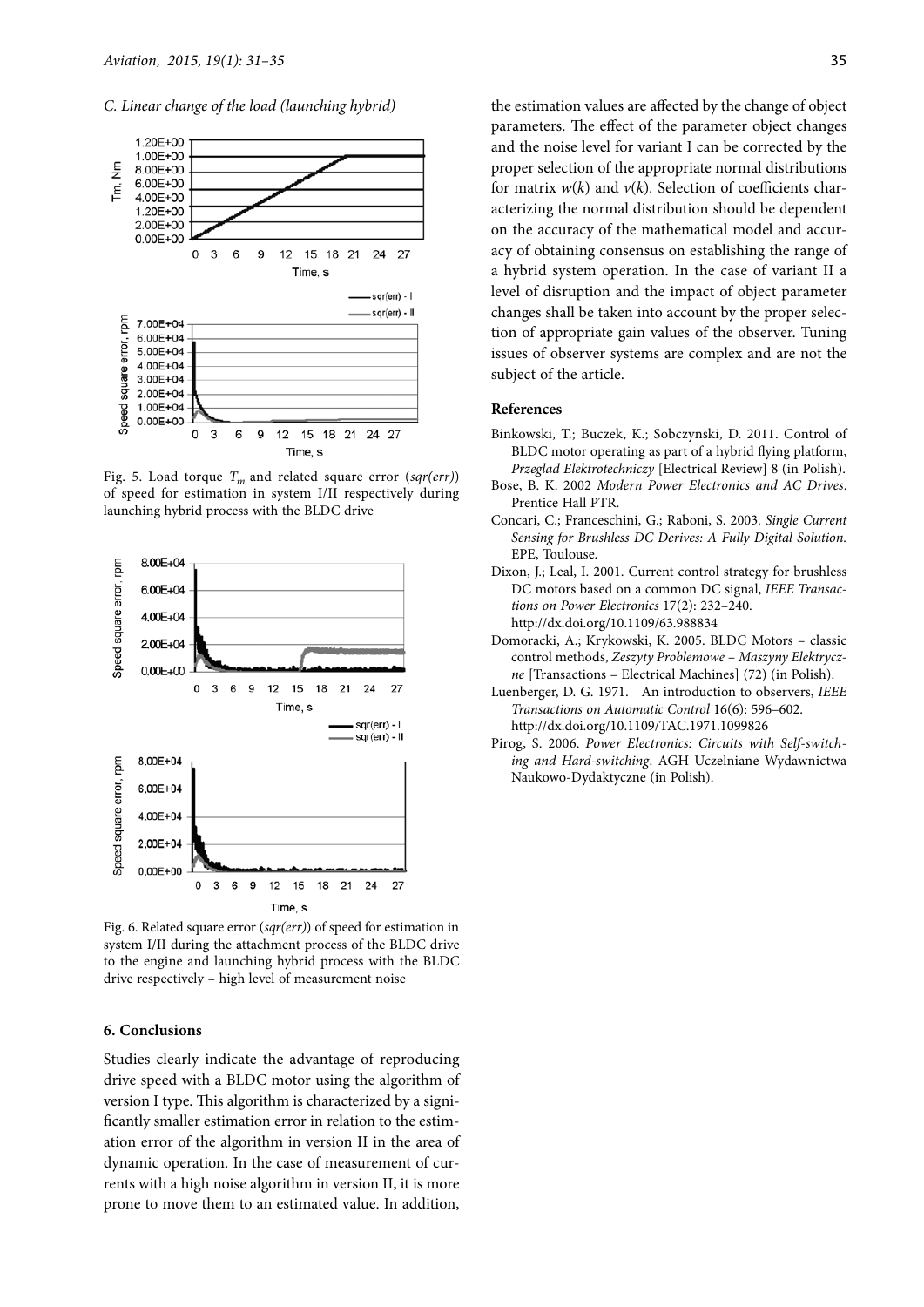*C. Linear change of the load (launching hybrid)*

Tm, Nm

1.20E+00
1.00E+00
8.00E+00
6.00E+00
4.00E+00
1.20E+00
2.00E+00
0.00E+00

0 3 6 9 12 15 18 21 24 27

Time, s

sqr(err) - I
sqr(err) - II

Speed square error, rpm

7.00E+04
6.00E+04
5.00E+04
4.00E+04
3.00E+04
2.00E+04
1.00E+04
0.00E+00

0 3 6 9 12 15 18 21 24 27

Time, s

Fig. 5. Load torque $T_m$ and related square error (*sqr(err)*) of speed for estimation in system I/II respectively during launching hybrid process with the BLDC drive

Speed square error, rpm

8.00E+04
6.00E+04
4.00E+04
2.00E+04
0.00E+00

0 3 6 9 12 15 18 21 24 27

Time, s

sqr(err) - I
sqr(err) - II

Speed square error, rpm

8.00E+04
6.00E+04
4.00E+04
2.00E+04
0.00E+00

0 3 6 9 12 15 18 21 24 27

Time, s

Fig. 6. Related square error (*sqr(err)*) of speed for estimation in system I/II during the attachment process of the BLDC drive to the engine and launching hybrid process with the BLDC drive respectively – high level of measurement noise

## 6. Conclusions

Studies clearly indicate the advantage of reproducing drive speed with a BLDC motor using the algorithm of version I type. This algorithm is characterized by a significantly smaller estimation error in relation to the estimation error of the algorithm in version II in the area of dynamic operation. In the case of measurement of currents with a high noise algorithm in version II, it is more prone to move them to an estimated value. In addition, the estimation values are affected by the change of object parameters. The effect of the parameter object changes and the noise level for variant I can be corrected by the proper selection of the appropriate normal distributions for matrix $w(k)$ and $v(k)$. Selection of coefficients characterizing the normal distribution should be dependent on the accuracy of the mathematical model and accuracy of obtaining consensus on establishing the range of a hybrid system operation. In the case of variant II a level of disruption and the impact of object parameter changes shall be taken into account by the proper selection of appropriate gain values of the observer. Tuning issues of observer systems are complex and are not the subject of the article.

## References

Binkowski, T.; Buczek, K.; Sobczynski, D. 2011. Control of BLDC motor operating as part of a hybrid flying platform, *Przeglad Elektrotechniczy* [Electrical Review] 8 (in Polish).

Bose, B. K. 2002 *Modern Power Electronics and AC Drives*. Prentice Hall PTR.

Concari, C.; Franceschini, G.; Raboni, S. 2003. *Single Current Sensing for Brushless DC Derives: A Fully Digital Solution.* EPE, Toulouse.

Dixon, J.; Leal, I. 2001. Current control strategy for brushless DC motors based on a common DC signal, *IEEE Transactions on Power Electronics* 17(2): 232–240. http://dx.doi.org/10.1109/63.988834

Domoracki, A.; Krykowski, K. 2005. BLDC Motors – classic control methods, *Zeszyty Problemowe – Maszyny Elektryczne* [Transactions – Electrical Machines] (72) (in Polish).

Luenberger, D. G. 1971. An introduction to observers, *IEEE Transactions on Automatic Control* 16(6): 596–602. http://dx.doi.org/10.1109/TAC.1971.1099826

Pirog, S. 2006. *Power Electronics: Circuits with Self-switching and Hard-switching*. AGH Uczelniane Wydawnictwa Naukowo-Dydaktyczne (in Polish).